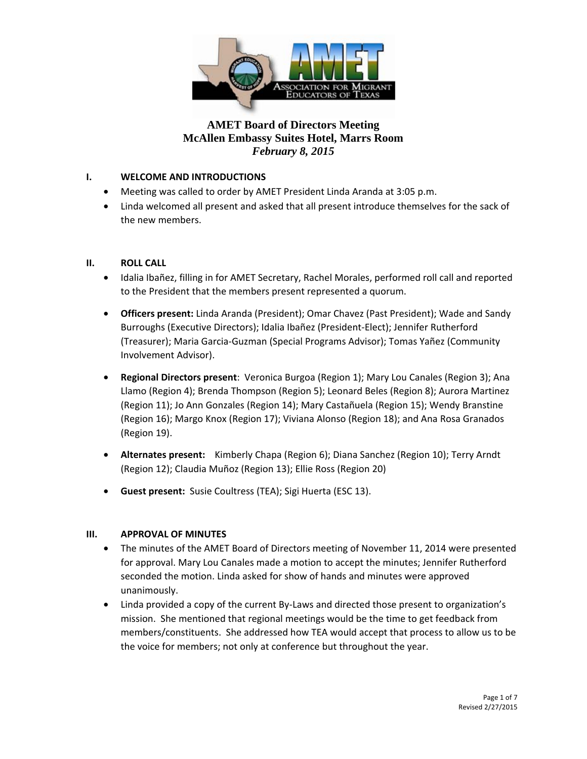# AMET Board of Directors Meeting
## McAllen Embassy Suites Hotel, Marrs Room
### *February 8, 2015*

**I. WELCOME AND INTRODUCTIONS**

- Meeting was called to order by AMET President Linda Aranda at 3:05 p.m.
- Linda welcomed all present and asked that all present introduce themselves for the sack of the new members.

**II. ROLL CALL**

- Idalia Ibañez, filling in for AMET Secretary, Rachel Morales, performed roll call and reported to the President that the members present represented a quorum.
- **Officers present:** Linda Aranda (President); Omar Chavez (Past President); Wade and Sandy Burroughs (Executive Directors); Idalia Ibañez (President-Elect); Jennifer Rutherford (Treasurer); Maria Garcia-Guzman (Special Programs Advisor); Tomas Yañez (Community Involvement Advisor).
- **Regional Directors present**: Veronica Burgoa (Region 1); Mary Lou Canales (Region 3); Ana Llamo (Region 4); Brenda Thompson (Region 5); Leonard Beles (Region 8); Aurora Martinez (Region 11); Jo Ann Gonzales (Region 14); Mary Castañuela (Region 15); Wendy Branstine (Region 16); Margo Knox (Region 17); Viviana Alonso (Region 18); and Ana Rosa Granados (Region 19).
- **Alternates present:** Kimberly Chapa (Region 6); Diana Sanchez (Region 10); Terry Arndt (Region 12); Claudia Muñoz (Region 13); Ellie Ross (Region 20)
- **Guest present:** Susie Coultress (TEA); Sigi Huerta (ESC 13).

**III. APPROVAL OF MINUTES**

- The minutes of the AMET Board of Directors meeting of November 11, 2014 were presented for approval. Mary Lou Canales made a motion to accept the minutes; Jennifer Rutherford seconded the motion. Linda asked for show of hands and minutes were approved unanimously.
- Linda provided a copy of the current By-Laws and directed those present to organization's mission. She mentioned that regional meetings would be the time to get feedback from members/constituents. She addressed how TEA would accept that process to allow us to be the voice for members; not only at conference but throughout the year.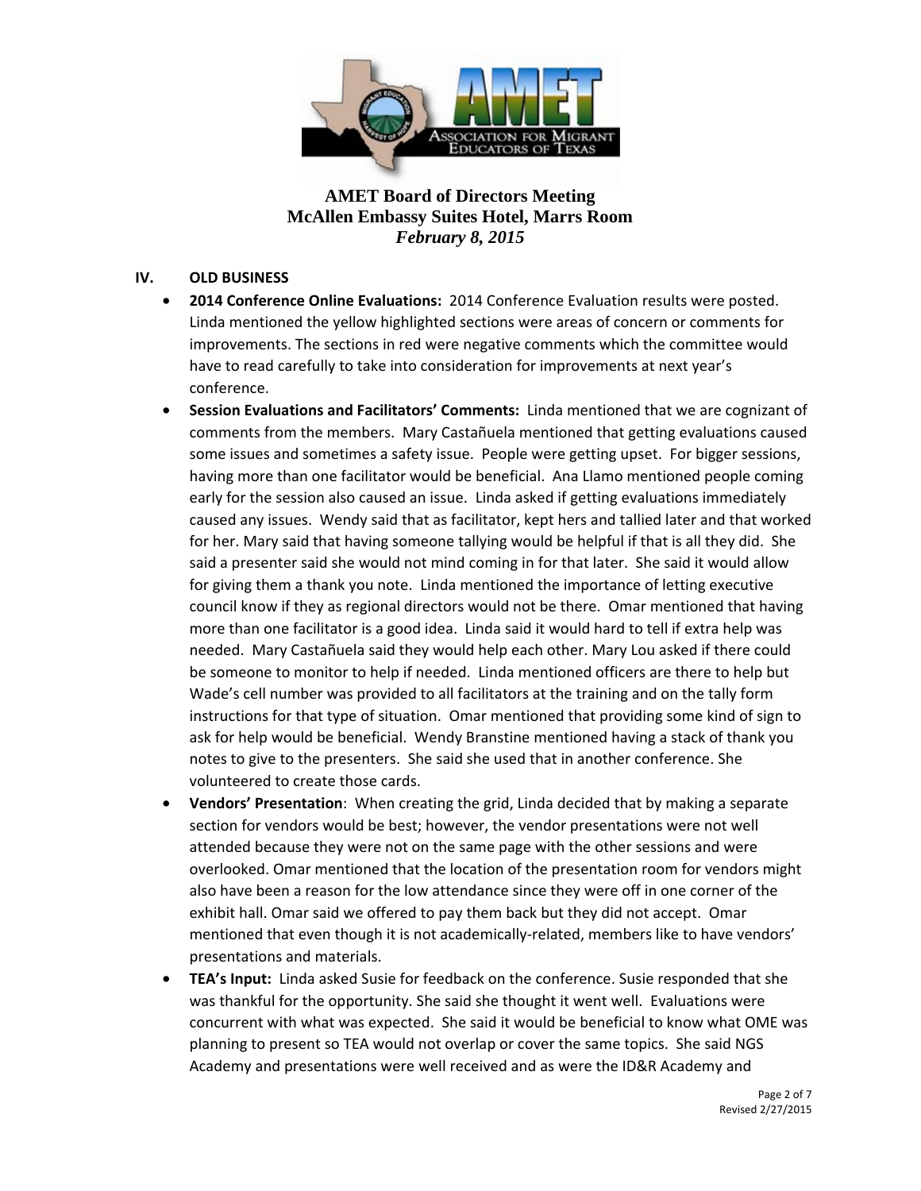**AMET Board of Directors Meeting**
**McAllen Embassy Suites Hotel, Marrs Room**
***February 8, 2015***

## IV. OLD BUSINESS

- **2014 Conference Online Evaluations:** 2014 Conference Evaluation results were posted. Linda mentioned the yellow highlighted sections were areas of concern or comments for improvements. The sections in red were negative comments which the committee would have to read carefully to take into consideration for improvements at next year's conference.
- **Session Evaluations and Facilitators' Comments:** Linda mentioned that we are cognizant of comments from the members. Mary Castañuela mentioned that getting evaluations caused some issues and sometimes a safety issue. People were getting upset. For bigger sessions, having more than one facilitator would be beneficial. Ana Llamo mentioned people coming early for the session also caused an issue. Linda asked if getting evaluations immediately caused any issues. Wendy said that as facilitator, kept hers and tallied later and that worked for her. Mary said that having someone tallying would be helpful if that is all they did. She said a presenter said she would not mind coming in for that later. She said it would allow for giving them a thank you note. Linda mentioned the importance of letting executive council know if they as regional directors would not be there. Omar mentioned that having more than one facilitator is a good idea. Linda said it would hard to tell if extra help was needed. Mary Castañuela said they would help each other. Mary Lou asked if there could be someone to monitor to help if needed. Linda mentioned officers are there to help but Wade's cell number was provided to all facilitators at the training and on the tally form instructions for that type of situation. Omar mentioned that providing some kind of sign to ask for help would be beneficial. Wendy Branstine mentioned having a stack of thank you notes to give to the presenters. She said she used that in another conference. She volunteered to create those cards.
- **Vendors' Presentation**: When creating the grid, Linda decided that by making a separate section for vendors would be best; however, the vendor presentations were not well attended because they were not on the same page with the other sessions and were overlooked. Omar mentioned that the location of the presentation room for vendors might also have been a reason for the low attendance since they were off in one corner of the exhibit hall. Omar said we offered to pay them back but they did not accept. Omar mentioned that even though it is not academically-related, members like to have vendors' presentations and materials.
- **TEA's Input:** Linda asked Susie for feedback on the conference. Susie responded that she was thankful for the opportunity. She said she thought it went well. Evaluations were concurrent with what was expected. She said it would be beneficial to know what OME was planning to present so TEA would not overlap or cover the same topics. She said NGS Academy and presentations were well received and as were the ID&R Academy and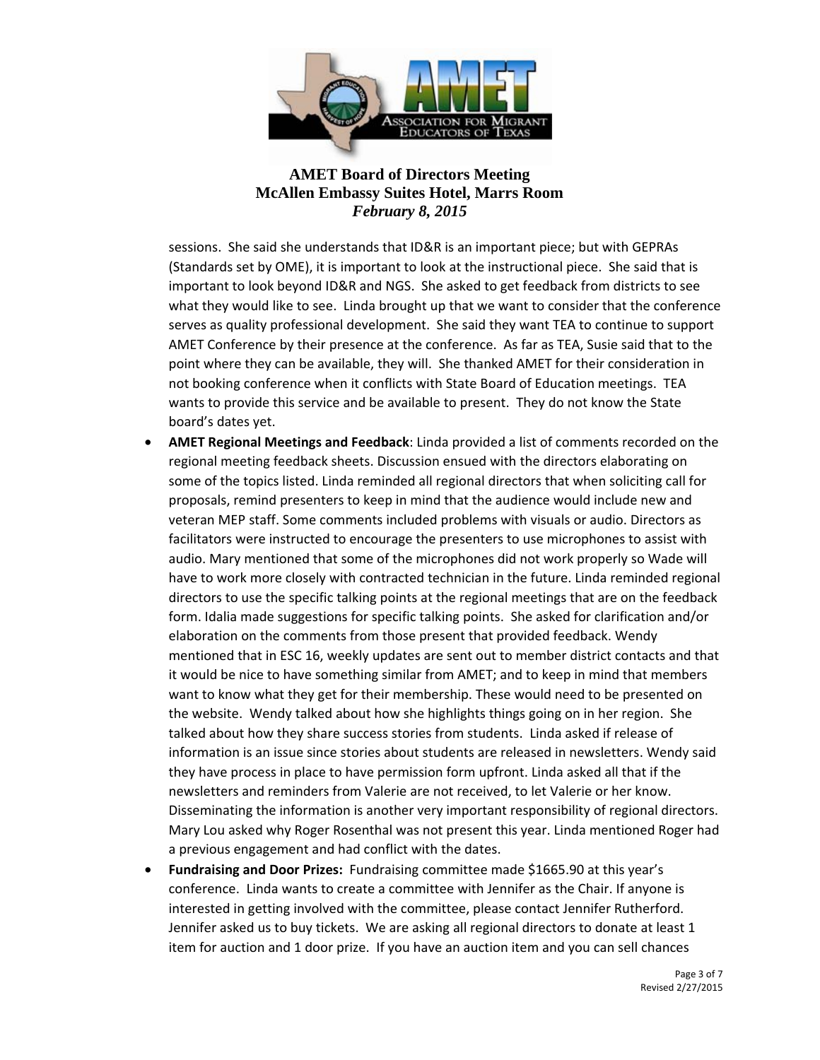sessions. She said she understands that ID&R is an important piece; but with GEPRAs (Standards set by OME), it is important to look at the instructional piece. She said that is important to look beyond ID&R and NGS. She asked to get feedback from districts to see what they would like to see. Linda brought up that we want to consider that the conference serves as quality professional development. She said they want TEA to continue to support AMET Conference by their presence at the conference. As far as TEA, Susie said that to the point where they can be available, they will. She thanked AMET for their consideration in not booking conference when it conflicts with State Board of Education meetings. TEA wants to provide this service and be available to present. They do not know the State board's dates yet.

- **AMET Regional Meetings and Feedback**: Linda provided a list of comments recorded on the regional meeting feedback sheets. Discussion ensued with the directors elaborating on some of the topics listed. Linda reminded all regional directors that when soliciting call for proposals, remind presenters to keep in mind that the audience would include new and veteran MEP staff. Some comments included problems with visuals or audio. Directors as facilitators were instructed to encourage the presenters to use microphones to assist with audio. Mary mentioned that some of the microphones did not work properly so Wade will have to work more closely with contracted technician in the future. Linda reminded regional directors to use the specific talking points at the regional meetings that are on the feedback form. Idalia made suggestions for specific talking points. She asked for clarification and/or elaboration on the comments from those present that provided feedback. Wendy mentioned that in ESC 16, weekly updates are sent out to member district contacts and that it would be nice to have something similar from AMET; and to keep in mind that members want to know what they get for their membership. These would need to be presented on the website. Wendy talked about how she highlights things going on in her region. She talked about how they share success stories from students. Linda asked if release of information is an issue since stories about students are released in newsletters. Wendy said they have process in place to have permission form upfront. Linda asked all that if the newsletters and reminders from Valerie are not received, to let Valerie or her know. Disseminating the information is another very important responsibility of regional directors. Mary Lou asked why Roger Rosenthal was not present this year. Linda mentioned Roger had a previous engagement and had conflict with the dates.
- **Fundraising and Door Prizes:** Fundraising committee made $1665.90 at this year's conference. Linda wants to create a committee with Jennifer as the Chair. If anyone is interested in getting involved with the committee, please contact Jennifer Rutherford. Jennifer asked us to buy tickets. We are asking all regional directors to donate at least 1 item for auction and 1 door prize. If you have an auction item and you can sell chances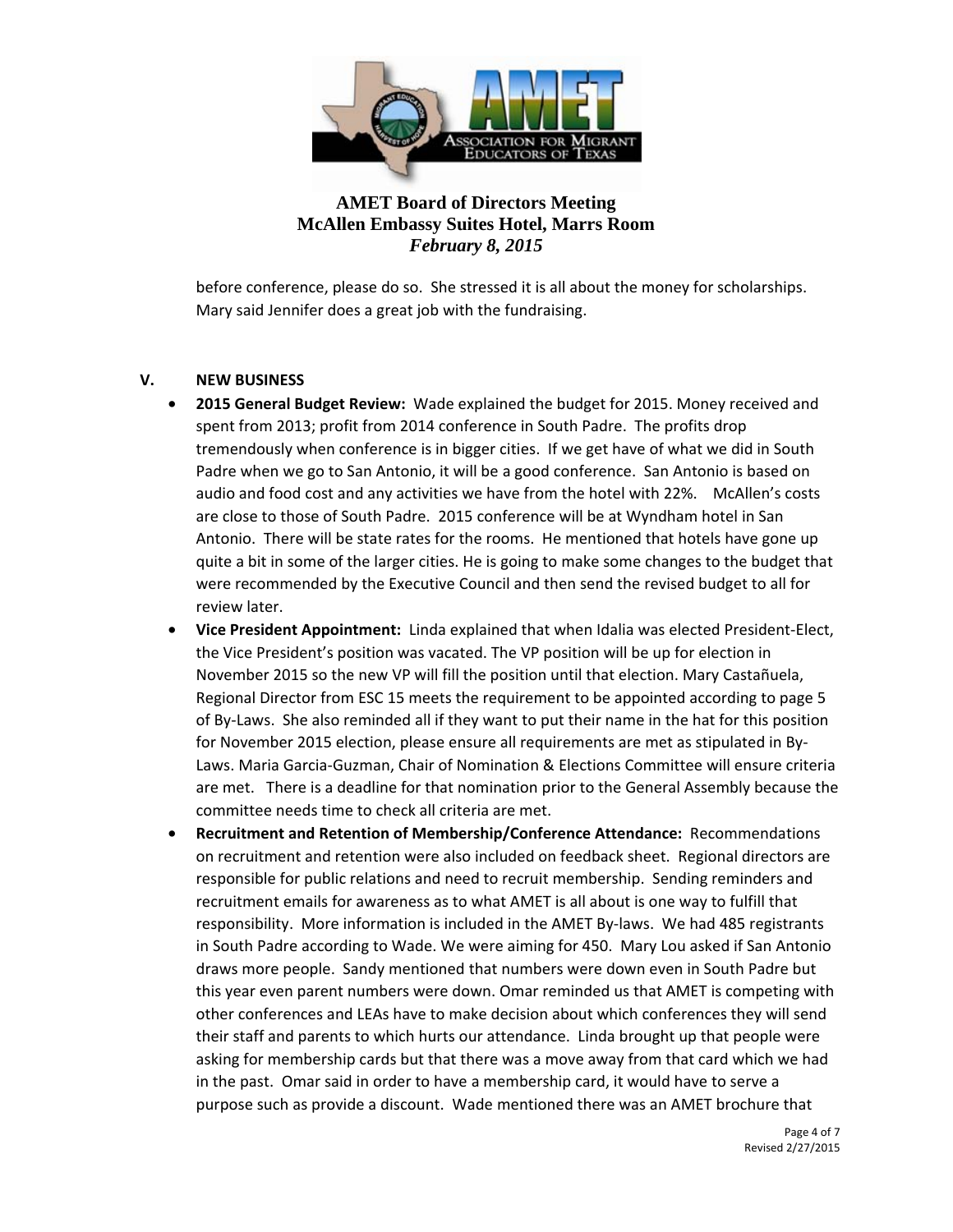before conference, please do so. She stressed it is all about the money for scholarships. Mary said Jennifer does a great job with the fundraising.

## V. NEW BUSINESS

- **2015 General Budget Review:** Wade explained the budget for 2015. Money received and spent from 2013; profit from 2014 conference in South Padre. The profits drop tremendously when conference is in bigger cities. If we get have of what we did in South Padre when we go to San Antonio, it will be a good conference. San Antonio is based on audio and food cost and any activities we have from the hotel with 22%. McAllen's costs are close to those of South Padre. 2015 conference will be at Wyndham hotel in San Antonio. There will be state rates for the rooms. He mentioned that hotels have gone up quite a bit in some of the larger cities. He is going to make some changes to the budget that were recommended by the Executive Council and then send the revised budget to all for review later.
- **Vice President Appointment:** Linda explained that when Idalia was elected President-Elect, the Vice President's position was vacated. The VP position will be up for election in November 2015 so the new VP will fill the position until that election. Mary Castañuela, Regional Director from ESC 15 meets the requirement to be appointed according to page 5 of By-Laws. She also reminded all if they want to put their name in the hat for this position for November 2015 election, please ensure all requirements are met as stipulated in By-Laws. Maria Garcia-Guzman, Chair of Nomination & Elections Committee will ensure criteria are met. There is a deadline for that nomination prior to the General Assembly because the committee needs time to check all criteria are met.
- **Recruitment and Retention of Membership/Conference Attendance:** Recommendations on recruitment and retention were also included on feedback sheet. Regional directors are responsible for public relations and need to recruit membership. Sending reminders and recruitment emails for awareness as to what AMET is all about is one way to fulfill that responsibility. More information is included in the AMET By-laws. We had 485 registrants in South Padre according to Wade. We were aiming for 450. Mary Lou asked if San Antonio draws more people. Sandy mentioned that numbers were down even in South Padre but this year even parent numbers were down. Omar reminded us that AMET is competing with other conferences and LEAs have to make decision about which conferences they will send their staff and parents to which hurts our attendance. Linda brought up that people were asking for membership cards but that there was a move away from that card which we had in the past. Omar said in order to have a membership card, it would have to serve a purpose such as provide a discount. Wade mentioned there was an AMET brochure that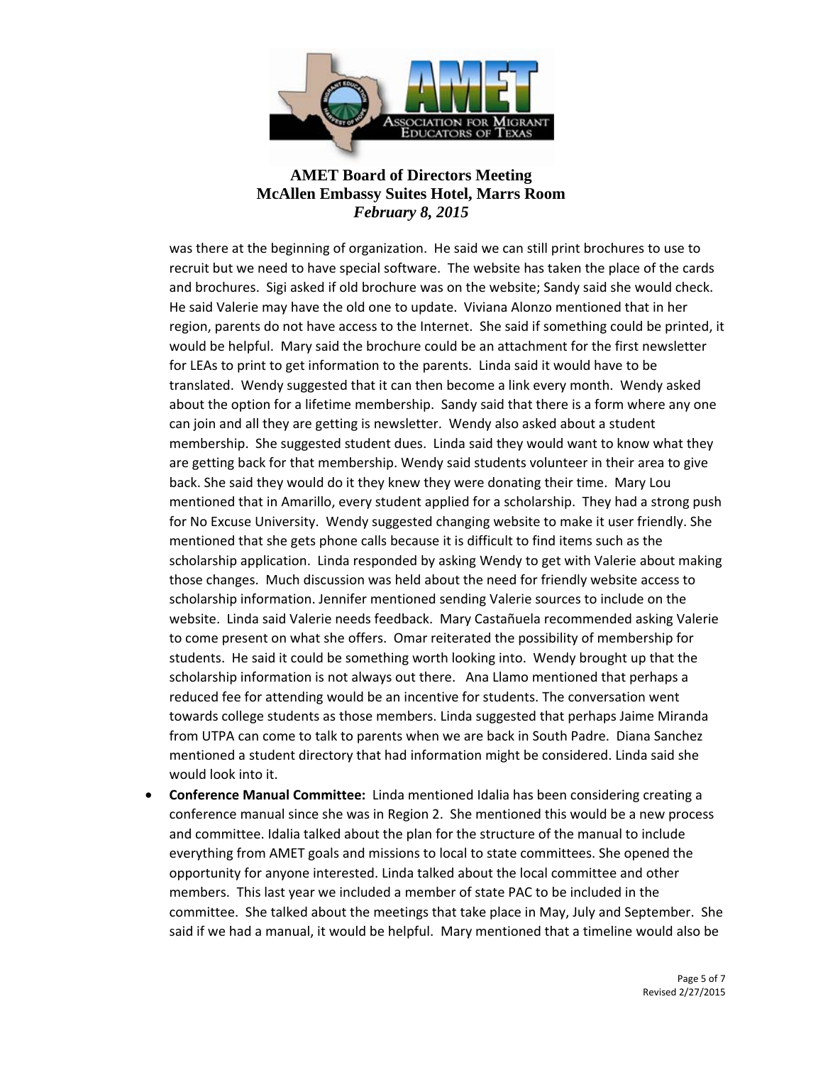was there at the beginning of organization. He said we can still print brochures to use to recruit but we need to have special software. The website has taken the place of the cards and brochures. Sigi asked if old brochure was on the website; Sandy said she would check. He said Valerie may have the old one to update. Viviana Alonzo mentioned that in her region, parents do not have access to the Internet. She said if something could be printed, it would be helpful. Mary said the brochure could be an attachment for the first newsletter for LEAs to print to get information to the parents. Linda said it would have to be translated. Wendy suggested that it can then become a link every month. Wendy asked about the option for a lifetime membership. Sandy said that there is a form where any one can join and all they are getting is newsletter. Wendy also asked about a student membership. She suggested student dues. Linda said they would want to know what they are getting back for that membership. Wendy said students volunteer in their area to give back. She said they would do it they knew they were donating their time. Mary Lou mentioned that in Amarillo, every student applied for a scholarship. They had a strong push for No Excuse University. Wendy suggested changing website to make it user friendly. She mentioned that she gets phone calls because it is difficult to find items such as the scholarship application. Linda responded by asking Wendy to get with Valerie about making those changes. Much discussion was held about the need for friendly website access to scholarship information. Jennifer mentioned sending Valerie sources to include on the website. Linda said Valerie needs feedback. Mary Castañuela recommended asking Valerie to come present on what she offers. Omar reiterated the possibility of membership for students. He said it could be something worth looking into. Wendy brought up that the scholarship information is not always out there. Ana Llamo mentioned that perhaps a reduced fee for attending would be an incentive for students. The conversation went towards college students as those members. Linda suggested that perhaps Jaime Miranda from UTPA can come to talk to parents when we are back in South Padre. Diana Sanchez mentioned a student directory that had information might be considered. Linda said she would look into it.

- **Conference Manual Committee:** Linda mentioned Idalia has been considering creating a conference manual since she was in Region 2. She mentioned this would be a new process and committee. Idalia talked about the plan for the structure of the manual to include everything from AMET goals and missions to local to state committees. She opened the opportunity for anyone interested. Linda talked about the local committee and other members. This last year we included a member of state PAC to be included in the committee. She talked about the meetings that take place in May, July and September. She said if we had a manual, it would be helpful. Mary mentioned that a timeline would also be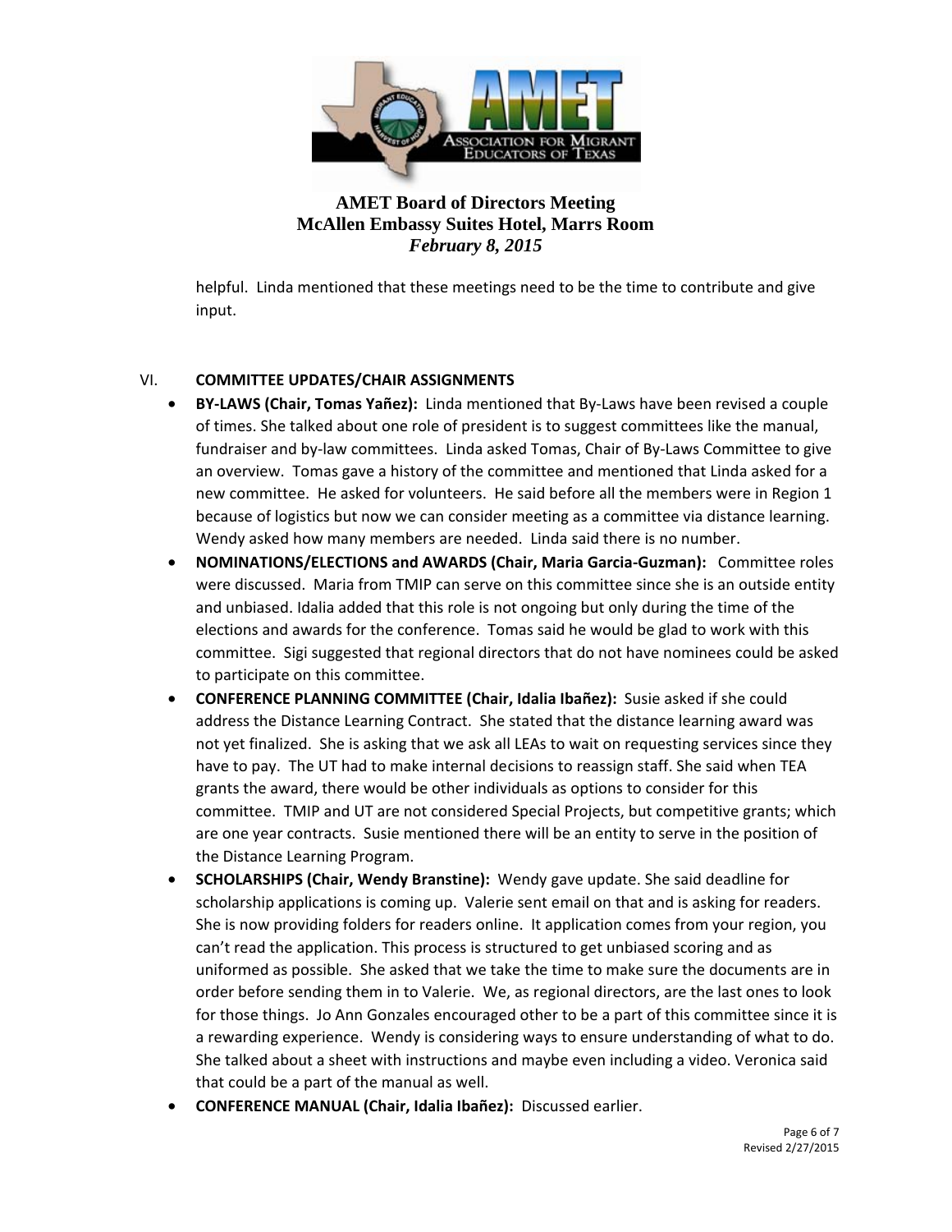helpful. Linda mentioned that these meetings need to be the time to contribute and give input.

VI. **COMMITTEE UPDATES/CHAIR ASSIGNMENTS**

- **BY-LAWS (Chair, Tomas Yañez):** Linda mentioned that By-Laws have been revised a couple of times. She talked about one role of president is to suggest committees like the manual, fundraiser and by-law committees. Linda asked Tomas, Chair of By-Laws Committee to give an overview. Tomas gave a history of the committee and mentioned that Linda asked for a new committee. He asked for volunteers. He said before all the members were in Region 1 because of logistics but now we can consider meeting as a committee via distance learning. Wendy asked how many members are needed. Linda said there is no number.
- **NOMINATIONS/ELECTIONS and AWARDS (Chair, Maria Garcia-Guzman):** Committee roles were discussed. Maria from TMIP can serve on this committee since she is an outside entity and unbiased. Idalia added that this role is not ongoing but only during the time of the elections and awards for the conference. Tomas said he would be glad to work with this committee. Sigi suggested that regional directors that do not have nominees could be asked to participate on this committee.
- **CONFERENCE PLANNING COMMITTEE (Chair, Idalia Ibañez):** Susie asked if she could address the Distance Learning Contract. She stated that the distance learning award was not yet finalized. She is asking that we ask all LEAs to wait on requesting services since they have to pay. The UT had to make internal decisions to reassign staff. She said when TEA grants the award, there would be other individuals as options to consider for this committee. TMIP and UT are not considered Special Projects, but competitive grants; which are one year contracts. Susie mentioned there will be an entity to serve in the position of the Distance Learning Program.
- **SCHOLARSHIPS (Chair, Wendy Branstine):** Wendy gave update. She said deadline for scholarship applications is coming up. Valerie sent email on that and is asking for readers. She is now providing folders for readers online. It application comes from your region, you can't read the application. This process is structured to get unbiased scoring and as uniformed as possible. She asked that we take the time to make sure the documents are in order before sending them in to Valerie. We, as regional directors, are the last ones to look for those things. Jo Ann Gonzales encouraged other to be a part of this committee since it is a rewarding experience. Wendy is considering ways to ensure understanding of what to do. She talked about a sheet with instructions and maybe even including a video. Veronica said that could be a part of the manual as well.
- **CONFERENCE MANUAL (Chair, Idalia Ibañez):** Discussed earlier.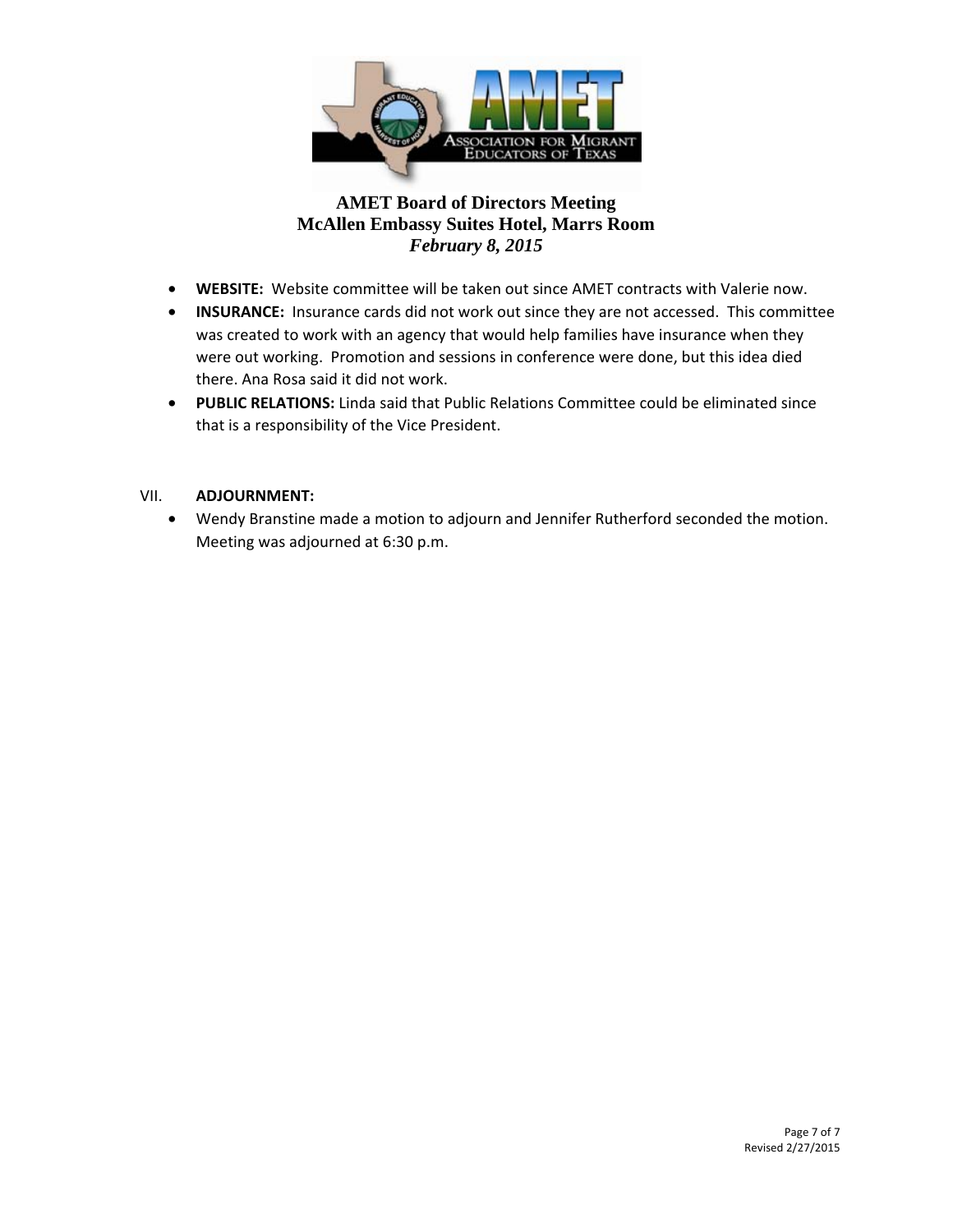**AMET Board of Directors Meeting**
**McAllen Embassy Suites Hotel, Marrs Room**
***February 8, 2015***

- **WEBSITE:** Website committee will be taken out since AMET contracts with Valerie now.
- **INSURANCE:** Insurance cards did not work out since they are not accessed. This committee was created to work with an agency that would help families have insurance when they were out working. Promotion and sessions in conference were done, but this idea died there. Ana Rosa said it did not work.
- **PUBLIC RELATIONS:** Linda said that Public Relations Committee could be eliminated since that is a responsibility of the Vice President.

VII. **ADJOURNMENT:**

- Wendy Branstine made a motion to adjourn and Jennifer Rutherford seconded the motion. Meeting was adjourned at 6:30 p.m.

Revised 2/27/2015